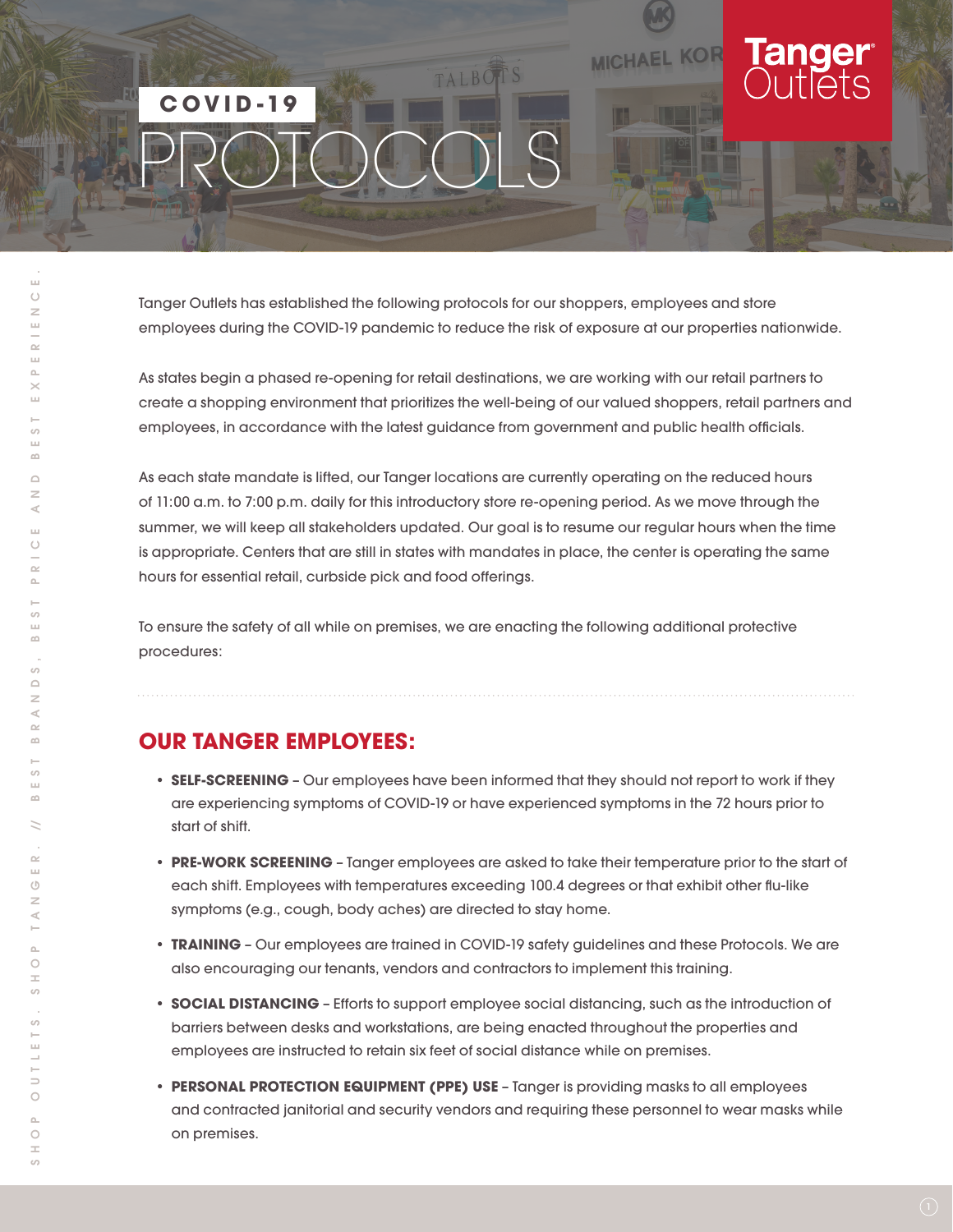# COVID-19 PROTOCOLS

Tanger Outlets has established the following protocols for our shoppers, employees and store employees during the COVID-19 pandemic to reduce the risk of exposure at our properties nationwide.

As states begin a phased re-opening for retail destinations, we are working with our retail partners to create a shopping environment that prioritizes the well-being of our valued shoppers, retail partners and employees, in accordance with the latest guidance from government and public health officials.

As each state mandate is lifted, our Tanger locations are currently operating on the reduced hours of 11:00 a.m. to 7:00 p.m. daily for this introductory store re-opening period. As we move through the summer, we will keep all stakeholders updated. Our goal is to resume our regular hours when the time is appropriate. Centers that are still in states with mandates in place, the center is operating the same hours for essential retail, curbside pick and food offerings.

To ensure the safety of all while on premises, we are enacting the following additional protective procedures:

## OUR TANGER EMPLOYEES:

- **SELF-SCREENING** – Our employees have been informed that they should not report to work if they are experiencing symptoms of COVID-19 or have experienced symptoms in the 72 hours prior to start of shift.
- **PRE-WORK SCREENING** – Tanger employees are asked to take their temperature prior to the start of each shift. Employees with temperatures exceeding 100.4 degrees or that exhibit other flu-like symptoms (e.g., cough, body aches) are directed to stay home.
- **TRAINING** – Our employees are trained in COVID-19 safety guidelines and these Protocols. We are also encouraging our tenants, vendors and contractors to implement this training.
- **SOCIAL DISTANCING** – Efforts to support employee social distancing, such as the introduction of barriers between desks and workstations, are being enacted throughout the properties and employees are instructed to retain six feet of social distance while on premises.
- **PERSONAL PROTECTION EQUIPMENT (PPE) USE** – Tanger is providing masks to all employees and contracted janitorial and security vendors and requiring these personnel to wear masks while on premises.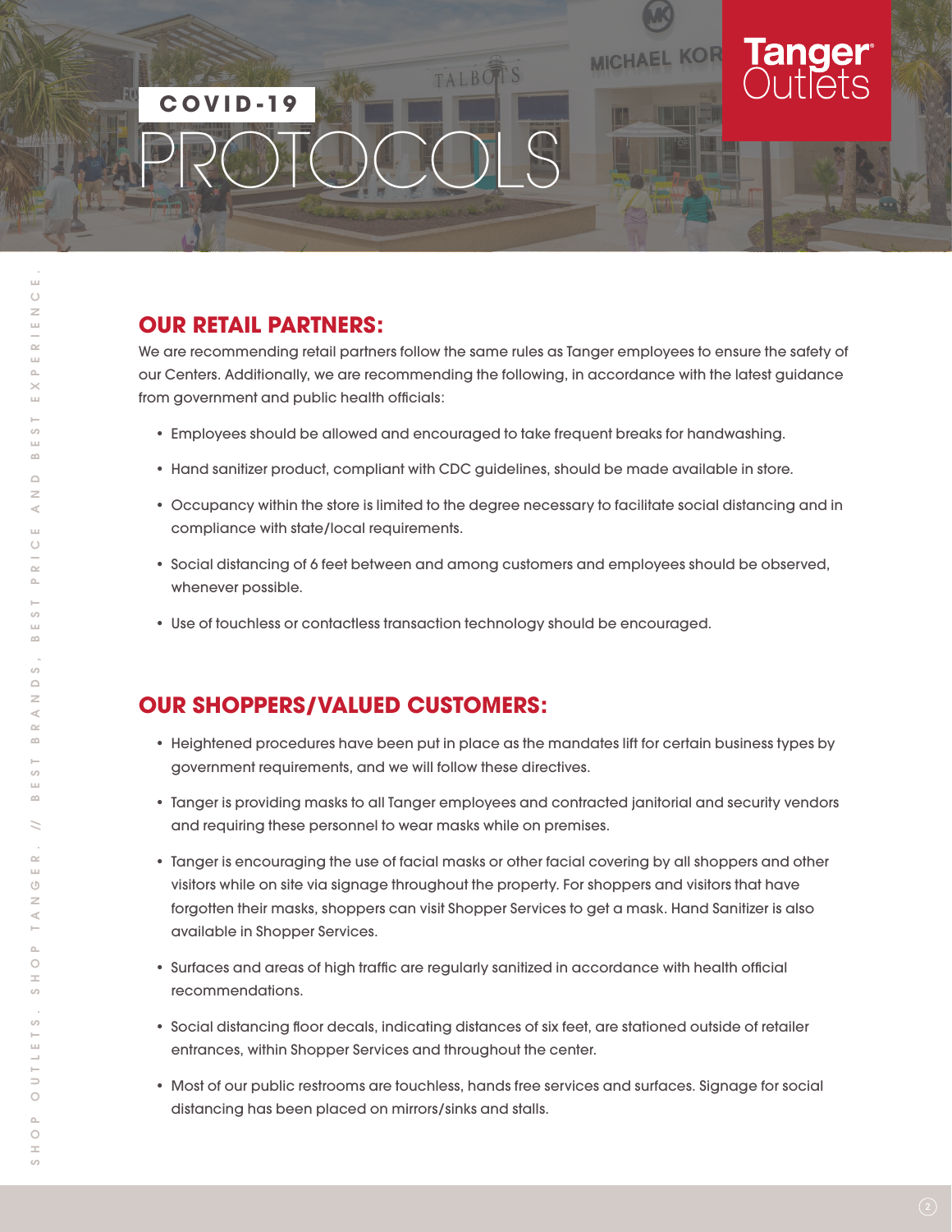# COVID-19 PROTOCOLS

## OUR RETAIL PARTNERS:

We are recommending retail partners follow the same rules as Tanger employees to ensure the safety of our Centers. Additionally, we are recommending the following, in accordance with the latest guidance from government and public health officials:

- Employees should be allowed and encouraged to take frequent breaks for handwashing.
- Hand sanitizer product, compliant with CDC guidelines, should be made available in store.
- Occupancy within the store is limited to the degree necessary to facilitate social distancing and in compliance with state/local requirements.
- Social distancing of 6 feet between and among customers and employees should be observed, whenever possible.
- Use of touchless or contactless transaction technology should be encouraged.

## OUR SHOPPERS/VALUED CUSTOMERS:

- Heightened procedures have been put in place as the mandates lift for certain business types by government requirements, and we will follow these directives.
- Tanger is providing masks to all Tanger employees and contracted janitorial and security vendors and requiring these personnel to wear masks while on premises.
- Tanger is encouraging the use of facial masks or other facial covering by all shoppers and other visitors while on site via signage throughout the property. For shoppers and visitors that have forgotten their masks, shoppers can visit Shopper Services to get a mask. Hand Sanitizer is also available in Shopper Services.
- Surfaces and areas of high traffic are regularly sanitized in accordance with health official recommendations.
- Social distancing floor decals, indicating distances of six feet, are stationed outside of retailer entrances, within Shopper Services and throughout the center.
- Most of our public restrooms are touchless, hands free services and surfaces. Signage for social distancing has been placed on mirrors/sinks and stalls.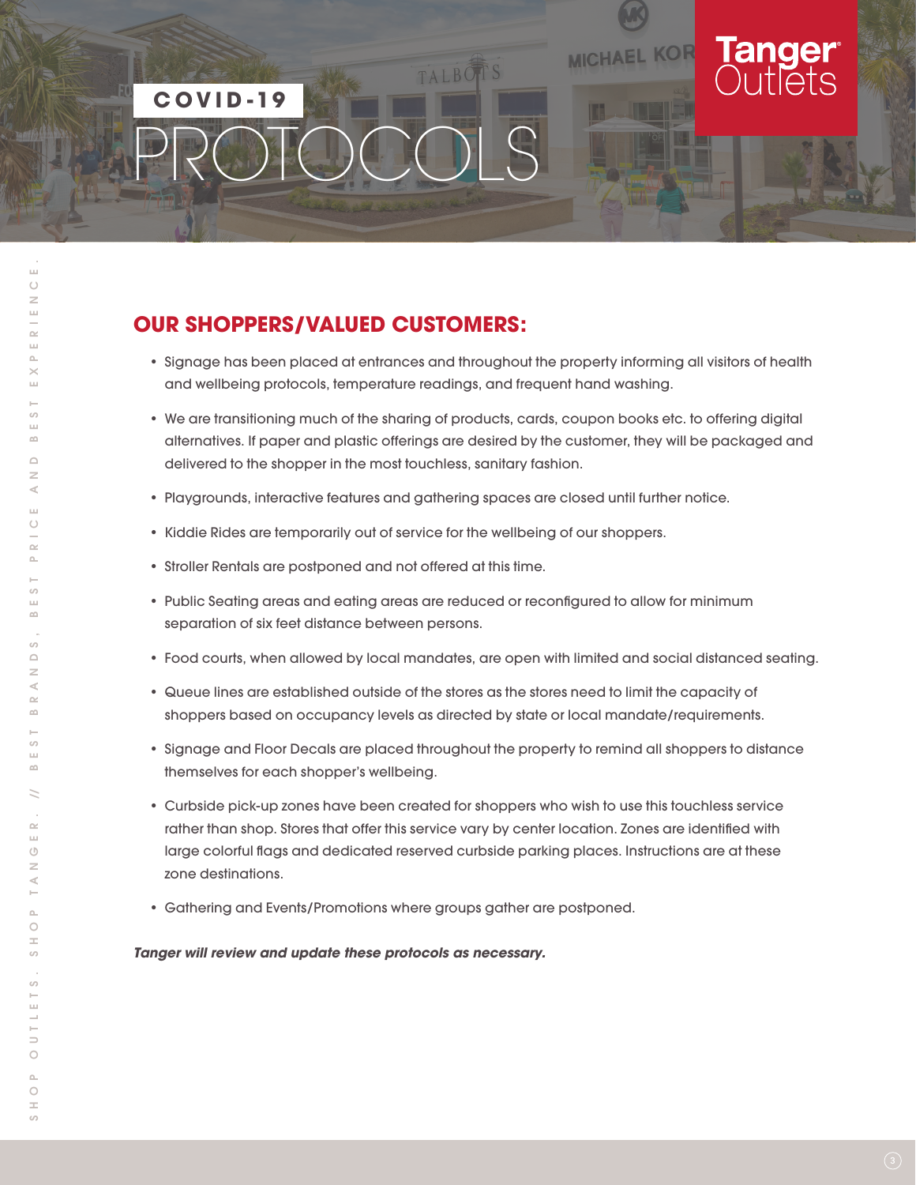# COVID-19 PROTOCOLS

## OUR SHOPPERS/VALUED CUSTOMERS:

- Signage has been placed at entrances and throughout the property informing all visitors of health and wellbeing protocols, temperature readings, and frequent hand washing.
- We are transitioning much of the sharing of products, cards, coupon books etc. to offering digital alternatives. If paper and plastic offerings are desired by the customer, they will be packaged and delivered to the shopper in the most touchless, sanitary fashion.
- Playgrounds, interactive features and gathering spaces are closed until further notice.
- Kiddie Rides are temporarily out of service for the wellbeing of our shoppers.
- Stroller Rentals are postponed and not offered at this time.
- Public Seating areas and eating areas are reduced or reconfigured to allow for minimum separation of six feet distance between persons.
- Food courts, when allowed by local mandates, are open with limited and social distanced seating.
- Queue lines are established outside of the stores as the stores need to limit the capacity of shoppers based on occupancy levels as directed by state or local mandate/requirements.
- Signage and Floor Decals are placed throughout the property to remind all shoppers to distance themselves for each shopper's wellbeing.
- Curbside pick-up zones have been created for shoppers who wish to use this touchless service rather than shop. Stores that offer this service vary by center location. Zones are identified with large colorful flags and dedicated reserved curbside parking places. Instructions are at these zone destinations.
- Gathering and Events/Promotions where groups gather are postponed.

***Tanger will review and update these protocols as necessary.***